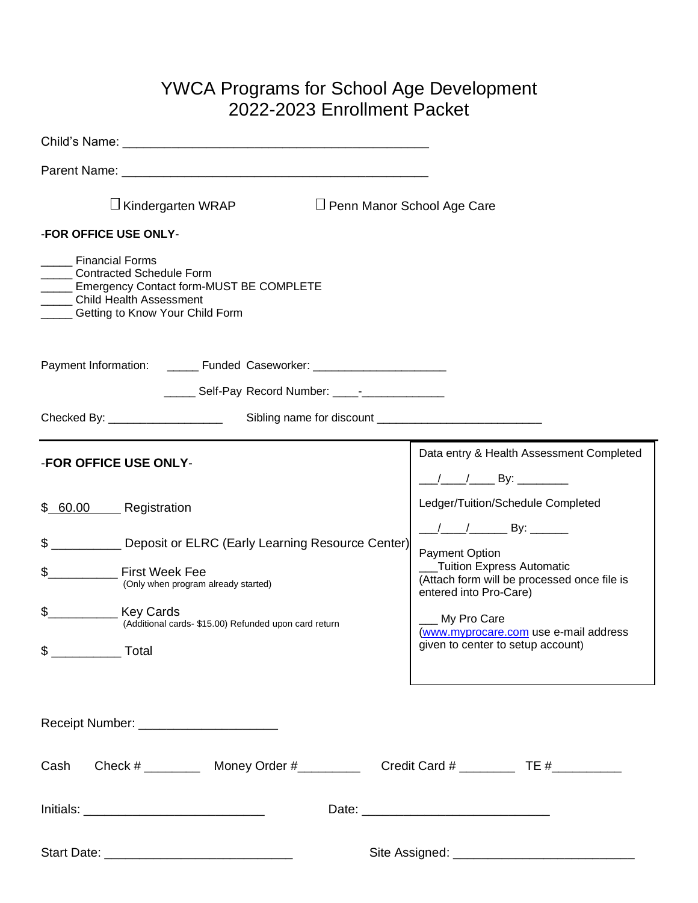# YWCA Programs for School Age Development
## 2022-2023 Enrollment Packet

Child's Name: ___________________________________________

Parent Name: ___________________________________________

☐ Kindergarten WRAP  ☐ Penn Manor School Age Care

-**FOR OFFICE USE ONLY**-

_____ Financial Forms
_____ Contracted Schedule Form
_____ Emergency Contact form-MUST BE COMPLETE
_____ Child Health Assessment
_____ Getting to Know Your Child Form

Payment Information: _____ Funded Caseworker: ____________________

_____ Self-Pay Record Number: ____-____________

Checked By: __________________ Sibling name for discount __________________________

-**FOR OFFICE USE ONLY**-

$ 60.00 Registration

$ __________ Deposit or ELRC (Early Learning Resource Center)

$__________ First Week Fee
(Only when program already started)

$__________ Key Cards
(Additional cards- $15.00) Refunded upon card return

$ __________ Total

Data entry & Health Assessment Completed

___/____/____ By: ________

Ledger/Tuition/Schedule Completed

___/____/______ By: ______

Payment Option

___Tuition Express Automatic
(Attach form will be processed once file is entered into Pro-Care)

___ My Pro Care
(www.myprocare.com use e-mail address given to center to setup account)

Receipt Number: ___________________

Cash  Check # ________  Money Order #_________  Credit Card # ________  TE #__________

Initials: _________________________  Date: __________________________

Start Date: __________________________  Site Assigned: _________________________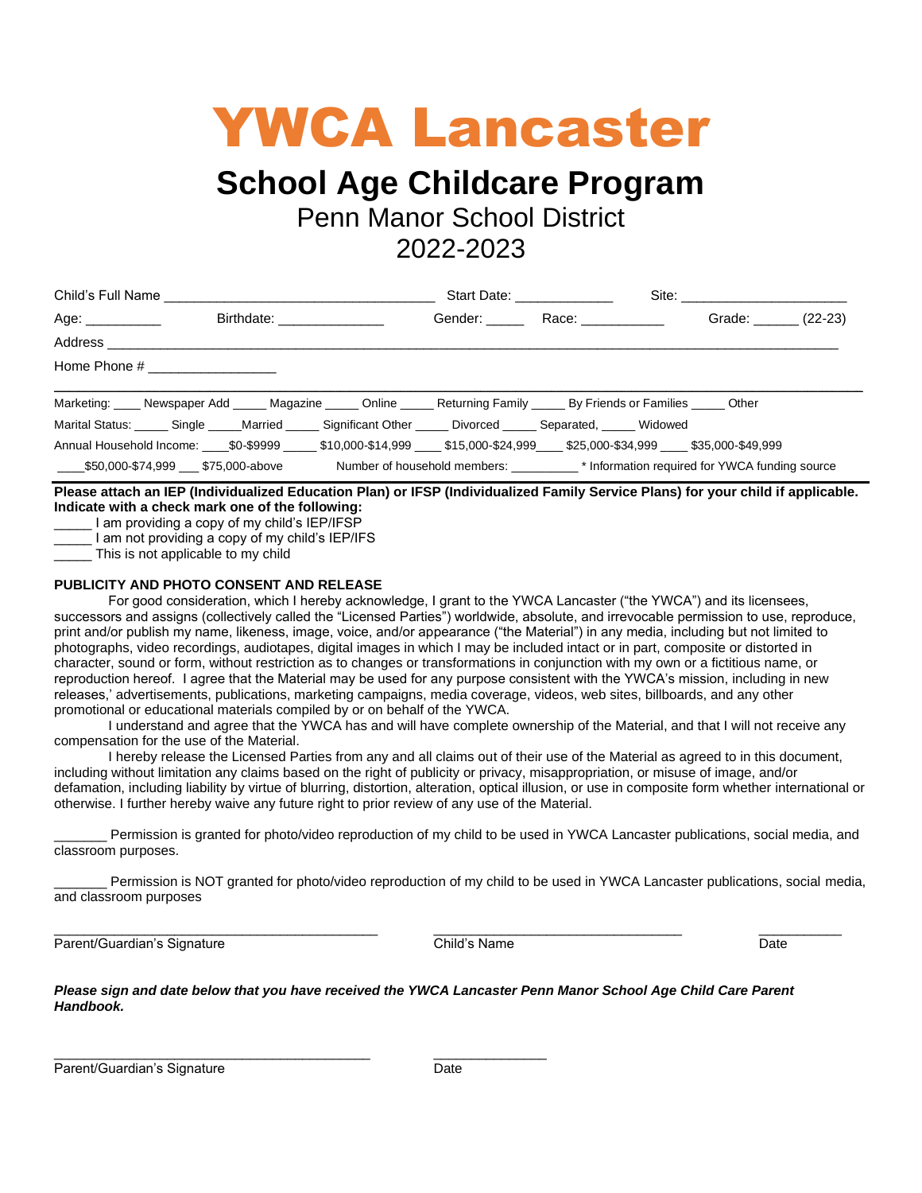# YWCA Lancaster

## School Age Childcare Program

Penn Manor School District
2022-2023

Child's Full Name ___________________________________ Start Date: _____________ Site: ______________________

Age: __________ Birthdate: ______________ Gender: _____ Race: ___________ Grade: ______ (22-23)

Address ______________________________________________________________________________________________

Home Phone # _________________

---

Marketing: ____ Newspaper Add _____ Magazine _____ Online _____ Returning Family _____ By Friends or Families _____ Other

Marital Status: _____ Single _____Married _____ Significant Other _____ Divorced _____ Separated, _____ Widowed

Annual Household Income: ____$0-$9999 _____ $10,000-$14,999 ____ $15,000-$24,999____ $25,000-$34,999 ____ $35,000-$49,999

____$50,000-$74,999 ___ $75,000-above Number of household members: __________ * Information required for YWCA funding source

---

**Please attach an IEP (Individualized Education Plan) or IFSP (Individualized Family Service Plans) for your child if applicable. Indicate with a check mark one of the following:**

_____ I am providing a copy of my child's IEP/IFSP
_____ I am not providing a copy of my child's IEP/IFS
_____ This is not applicable to my child

**PUBLICITY AND PHOTO CONSENT AND RELEASE**

For good consideration, which I hereby acknowledge, I grant to the YWCA Lancaster ("the YWCA") and its licensees, successors and assigns (collectively called the "Licensed Parties") worldwide, absolute, and irrevocable permission to use, reproduce, print and/or publish my name, likeness, image, voice, and/or appearance ("the Material") in any media, including but not limited to photographs, video recordings, audiotapes, digital images in which I may be included intact or in part, composite or distorted in character, sound or form, without restriction as to changes or transformations in conjunction with my own or a fictitious name, or reproduction hereof. I agree that the Material may be used for any purpose consistent with the YWCA's mission, including in new releases,' advertisements, publications, marketing campaigns, media coverage, videos, web sites, billboards, and any other promotional or educational materials compiled by or on behalf of the YWCA.

I understand and agree that the YWCA has and will have complete ownership of the Material, and that I will not receive any compensation for the use of the Material.

I hereby release the Licensed Parties from any and all claims out of their use of the Material as agreed to in this document, including without limitation any claims based on the right of publicity or privacy, misappropriation, or misuse of image, and/or defamation, including liability by virtue of blurring, distortion, alteration, optical illusion, or use in composite form whether international or otherwise. I further hereby waive any future right to prior review of any use of the Material.

_______ Permission is granted for photo/video reproduction of my child to be used in YWCA Lancaster publications, social media, and classroom purposes.

_______ Permission is NOT granted for photo/video reproduction of my child to be used in YWCA Lancaster publications, social media, and classroom purposes

_____________________________________________ ________________________________ ___________
Parent/Guardian's Signature Child's Name Date

***Please sign and date below that you have received the YWCA Lancaster Penn Manor School Age Child Care Parent Handbook.***

____________________________________________ _______________
Parent/Guardian's Signature Date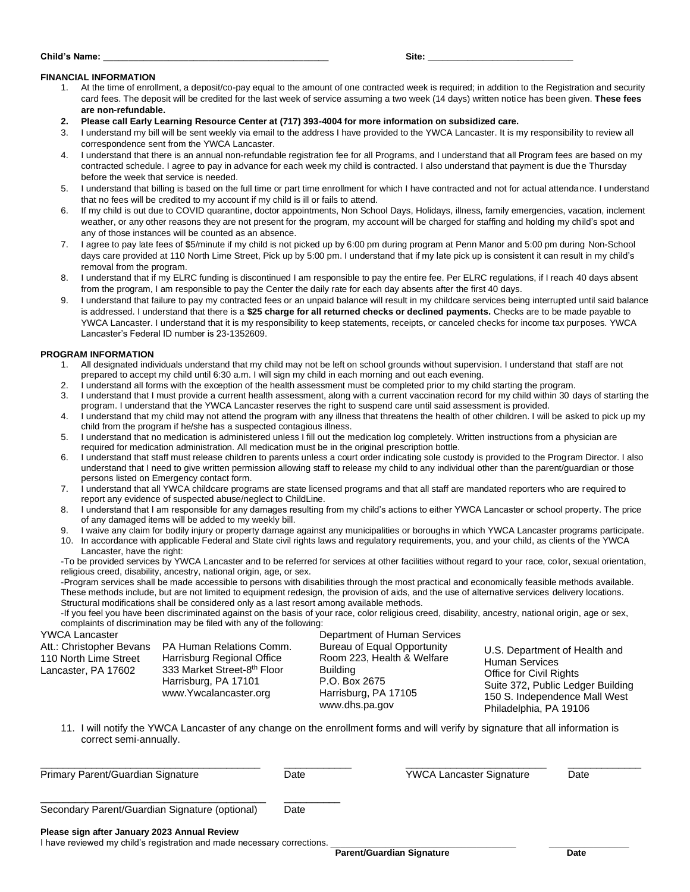**Child's Name:** ______________________________________________ **Site:** ______________________________

**FINANCIAL INFORMATION**

1. At the time of enrollment, a deposit/co-pay equal to the amount of one contracted week is required; in addition to the Registration and security card fees. The deposit will be credited for the last week of service assuming a two week (14 days) written notice has been given. **These fees are non-refundable.**
2. **Please call Early Learning Resource Center at (717) 393-4004 for more information on subsidized care.**
3. I understand my bill will be sent weekly via email to the address I have provided to the YWCA Lancaster. It is my responsibility to review all correspondence sent from the YWCA Lancaster.
4. I understand that there is an annual non-refundable registration fee for all Programs, and I understand that all Program fees are based on my contracted schedule. I agree to pay in advance for each week my child is contracted. I also understand that payment is due the Thursday before the week that service is needed.
5. I understand that billing is based on the full time or part time enrollment for which I have contracted and not for actual attendance. I understand that no fees will be credited to my account if my child is ill or fails to attend.
6. If my child is out due to COVID quarantine, doctor appointments, Non School Days, Holidays, illness, family emergencies, vacation, inclement weather, or any other reasons they are not present for the program, my account will be charged for staffing and holding my child's spot and any of those instances will be counted as an absence.
7. I agree to pay late fees of $5/minute if my child is not picked up by 6:00 pm during program at Penn Manor and 5:00 pm during Non-School days care provided at 110 North Lime Street, Pick up by 5:00 pm. I understand that if my late pick up is consistent it can result in my child's removal from the program.
8. I understand that if my ELRC funding is discontinued I am responsible to pay the entire fee. Per ELRC regulations, if I reach 40 days absent from the program, I am responsible to pay the Center the daily rate for each day absents after the first 40 days.
9. I understand that failure to pay my contracted fees or an unpaid balance will result in my childcare services being interrupted until said balance is addressed. I understand that there is a **$25 charge for all returned checks or declined payments.** Checks are to be made payable to YWCA Lancaster. I understand that it is my responsibility to keep statements, receipts, or canceled checks for income tax purposes. YWCA Lancaster's Federal ID number is 23-1352609.

**PROGRAM INFORMATION**

1. All designated individuals understand that my child may not be left on school grounds without supervision. I understand that staff are not prepared to accept my child until 6:30 a.m. I will sign my child in each morning and out each evening.
2. I understand all forms with the exception of the health assessment must be completed prior to my child starting the program.
3. I understand that I must provide a current health assessment, along with a current vaccination record for my child within 30 days of starting the program. I understand that the YWCA Lancaster reserves the right to suspend care until said assessment is provided.
4. I understand that my child may not attend the program with any illness that threatens the health of other children. I will be asked to pick up my child from the program if he/she has a suspected contagious illness.
5. I understand that no medication is administered unless I fill out the medication log completely. Written instructions from a physician are required for medication administration. All medication must be in the original prescription bottle.
6. I understand that staff must release children to parents unless a court order indicating sole custody is provided to the Program Director. I also understand that I need to give written permission allowing staff to release my child to any individual other than the parent/guardian or those persons listed on Emergency contact form.
7. I understand that all YWCA childcare programs are state licensed programs and that all staff are mandated reporters who are required to report any evidence of suspected abuse/neglect to ChildLine.
8. I understand that I am responsible for any damages resulting from my child's actions to either YWCA Lancaster or school property. The price of any damaged items will be added to my weekly bill.
9. I waive any claim for bodily injury or property damage against any municipalities or boroughs in which YWCA Lancaster programs participate.
10. In accordance with applicable Federal and State civil rights laws and regulatory requirements, you, and your child, as clients of the YWCA Lancaster, have the right:

-To be provided services by YWCA Lancaster and to be referred for services at other facilities without regard to your race, color, sexual orientation, religious creed, disability, ancestry, national origin, age, or sex.

-Program services shall be made accessible to persons with disabilities through the most practical and economically feasible methods available. These methods include, but are not limited to equipment redesign, the provision of aids, and the use of alternative services delivery locations. Structural modifications shall be considered only as a last resort among available methods.

-If you feel you have been discriminated against on the basis of your race, color religious creed, disability, ancestry, national origin, age or sex, complaints of discrimination may be filed with any of the following:

YWCA Lancaster
Att.: Christopher Bevans
110 North Lime Street
Lancaster, PA 17602

PA Human Relations Comm.
Harrisburg Regional Office
333 Market Street-8th Floor
Harrisburg, PA 17101
www.Ywcalancaster.org

Department of Human Services
Bureau of Equal Opportunity
Room 223, Health & Welfare Building
P.O. Box 2675
Harrisburg, PA 17105
www.dhs.pa.gov

U.S. Department of Health and Human Services
Office for Civil Rights
Suite 372, Public Ledger Building
150 S. Independence Mall West
Philadelphia, PA 19106

11. I will notify the YWCA Lancaster of any change on the enrollment forms and will verify by signature that all information is correct semi-annually.

______________________________ Primary Parent/Guardian Signature ____________ Date

______________________________ YWCA Lancaster Signature ____________ Date

______________________________ Secondary Parent/Guardian Signature (optional) ____________ Date

**Please sign after January 2023 Annual Review**

I have reviewed my child's registration and made necessary corrections. ______________________________ **Parent/Guardian Signature** ____________ **Date**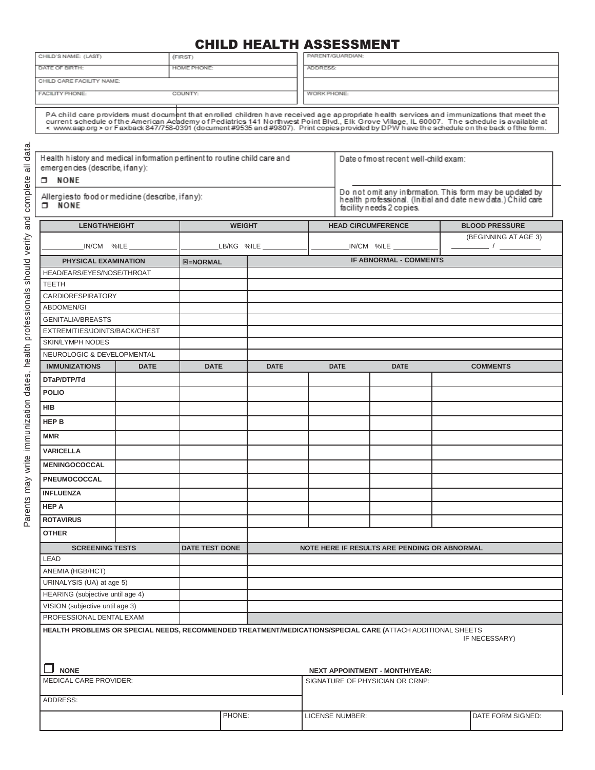# CHILD HEALTH ASSESSMENT

| CHILD'S NAME: (LAST) | (FIRST) | PARENT/GUARDIAN: |
|---|---|---|
| DATE OF BIRTH: | HOME PHONE: | ADDRESS: |
| CHILD CARE FACILITY NAME: | | |
| FACILITY PHONE: | COUNTY: | WORK PHONE: |

PA child care providers must document that enrolled children have received age appropriate health services and immunizations that meet the current schedule of the American Academy of Pediatrics 141 Northwest Point Blvd., Elk Grove Village, IL 60007. The schedule is available at < www.aap.org > or Faxback 847/758-0391 (document #9535 and #9807). Print copies provided by DPW have the schedule on the back of the form.

Parents may write immunization dates, health professionals should verify and complete all data.

| Health history and medical information pertinent to routine child care and emergencies (describe, if any): ❒ NONE | Date of most recent well-child exam: |
|---|---|
| Allergies to food or medicine (describe, if any): ❒ NONE | Do not omit any information. This form may be updated by health professional. (Initial and date new data.) Child care facility needs 2 copies. |

| LENGTH/HEIGHT | WEIGHT | HEAD CIRCUMFERENCE | BLOOD PRESSURE |
|---|---|---|---|
| ______IN/CM %ILE ______ | ______LB/KG %ILE ______ | ______IN/CM %ILE ______ | (BEGINNING AT AGE 3) ______ / ______ |

| PHYSICAL EXAMINATION | ☒=NORMAL | IF ABNORMAL - COMMENTS |
|---|---|---|
| HEAD/EARS/EYES/NOSE/THROAT | | |
| TEETH | | |
| CARDIORESPIRATORY | | |
| ABDOMEN/GI | | |
| GENITALIA/BREASTS | | |
| EXTREMITIES/JOINTS/BACK/CHEST | | |
| SKIN/LYMPH NODES | | |
| NEUROLOGIC & DEVELOPMENTAL | | |

| IMMUNIZATIONS | DATE | DATE | DATE | DATE | DATE | COMMENTS |
|---|---|---|---|---|---|---|
| DTaP/DTP/Td | | | | | | |
| POLIO | | | | | | |
| HIB | | | | | | |
| HEP B | | | | | | |
| MMR | | | | | | |
| VARICELLA | | | | | | |
| MENINGOCOCCAL | | | | | | |
| PNEUMOCOCCAL | | | | | | |
| INFLUENZA | | | | | | |
| HEP A | | | | | | |
| ROTAVIRUS | | | | | | |
| OTHER | | | | | | |

| SCREENING TESTS | DATE TEST DONE | NOTE HERE IF RESULTS ARE PENDING OR ABNORMAL |
|---|---|---|
| LEAD | | |
| ANEMIA (HGB/HCT) | | |
| URINALYSIS (UA) at age 5) | | |
| HEARING (subjective until age 4) | | |
| VISION (subjective until age 3) | | |
| PROFESSIONAL DENTAL EXAM | | |

**HEALTH PROBLEMS OR SPECIAL NEEDS, RECOMMENDED TREATMENT/MEDICATIONS/SPECIAL CARE (**ATTACH ADDITIONAL SHEETS IF NECESSARY)

❒ **NONE**

**NEXT APPOINTMENT - MONTH/YEAR:**

| MEDICAL CARE PROVIDER: | | SIGNATURE OF PHYSICIAN OR CRNP: | |
|---|---|---|---|
| ADDRESS: | | | |
| | PHONE: | LICENSE NUMBER: | DATE FORM SIGNED: |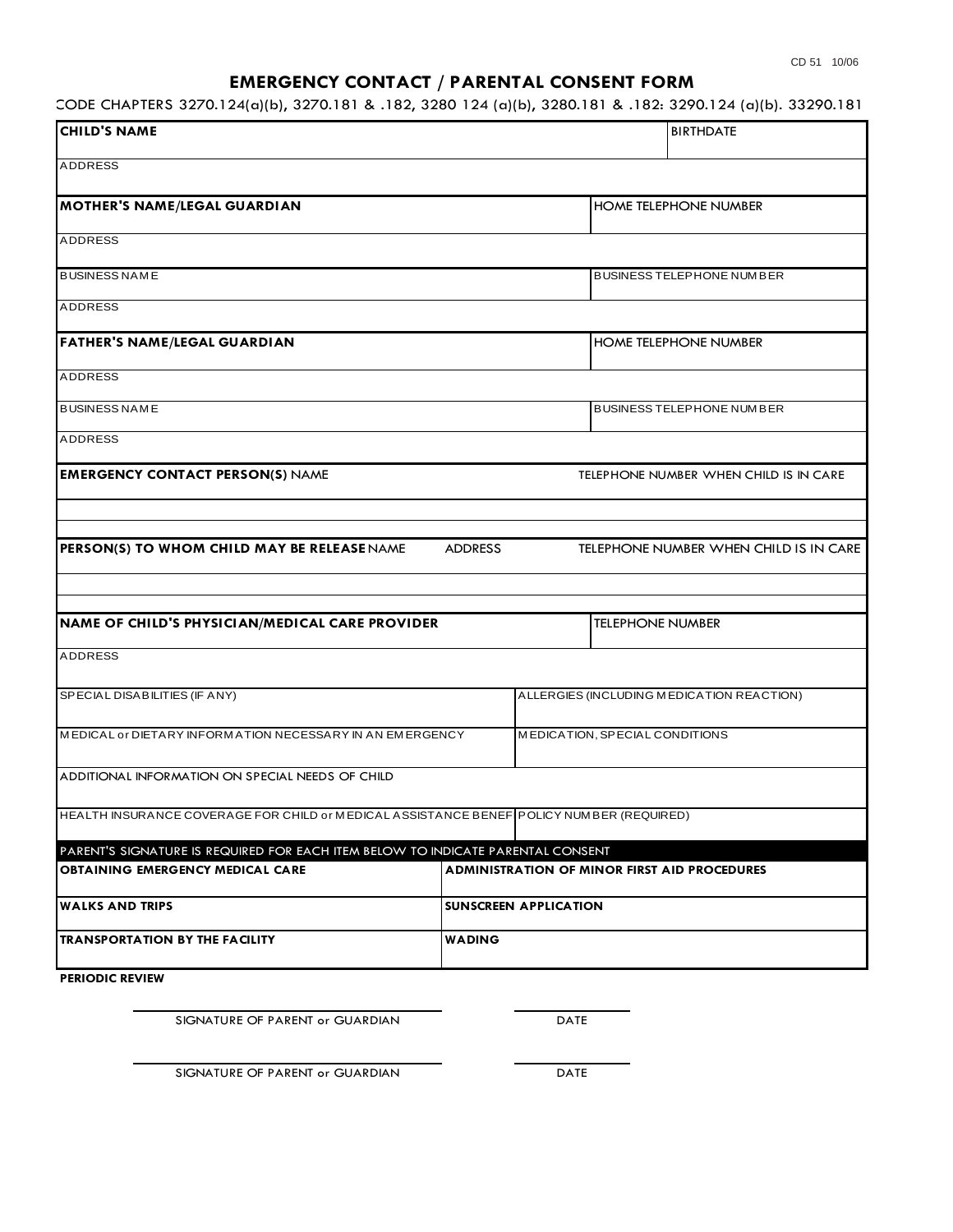CD 51 10/06

# EMERGENCY CONTACT / PARENTAL CONSENT FORM

CODE CHAPTERS 3270.124(a)(b), 3270.181 & .182, 3280 124 (a)(b), 3280.181 & .182: 3290.124 (a)(b). 33290.181

| **CHILD'S NAME** | | BIRTHDATE |
|---|---|---|
| ADDRESS | | |
| **MOTHER'S NAME/LEGAL GUARDIAN** | | HOME TELEPHONE NUMBER |
| ADDRESS | | |
| BUSINESS NAME | | BUSINESS TELEPHONE NUMBER |
| ADDRESS | | |
| **FATHER'S NAME/LEGAL GUARDIAN** | | HOME TELEPHONE NUMBER |
| ADDRESS | | |
| BUSINESS NAME | | BUSINESS TELEPHONE NUMBER |
| ADDRESS | | |
| **EMERGENCY CONTACT PERSON(S)** NAME | | TELEPHONE NUMBER WHEN CHILD IS IN CARE |
| | | |
| | | |
| **PERSON(S) TO WHOM CHILD MAY BE RELEASE** NAME | ADDRESS | TELEPHONE NUMBER WHEN CHILD IS IN CARE |
| | | |
| | | |
| **NAME OF CHILD'S PHYSICIAN/MEDICAL CARE PROVIDER** | | TELEPHONE NUMBER |
| ADDRESS | | |
| SPECIAL DISABILITIES (IF ANY) | ALLERGIES (INCLUDING MEDICATION REACTION) | |
| MEDICAL or DIETARY INFORMATION NECESSARY IN AN EMERGENCY | MEDICATION, SPECIAL CONDITIONS | |
| ADDITIONAL INFORMATION ON SPECIAL NEEDS OF CHILD | | |
| HEALTH INSURANCE COVERAGE FOR CHILD or MEDICAL ASSISTANCE BENEF | POLICY NUMBER (REQUIRED) | |

PARENT'S SIGNATURE IS REQUIRED FOR EACH ITEM BELOW TO INDICATE PARENTAL CONSENT

| **OBTAINING EMERGENCY MEDICAL CARE** | **ADMINISTRATION OF MINOR FIRST AID PROCEDURES** |
|---|---|
| **WALKS AND TRIPS** | **SUNSCREEN APPLICATION** |
| **TRANSPORTATION BY THE FACILITY** | **WADING** |

**PERIODIC REVIEW**

SIGNATURE OF PARENT or GUARDIAN ____________________ DATE __________

SIGNATURE OF PARENT or GUARDIAN ____________________ DATE __________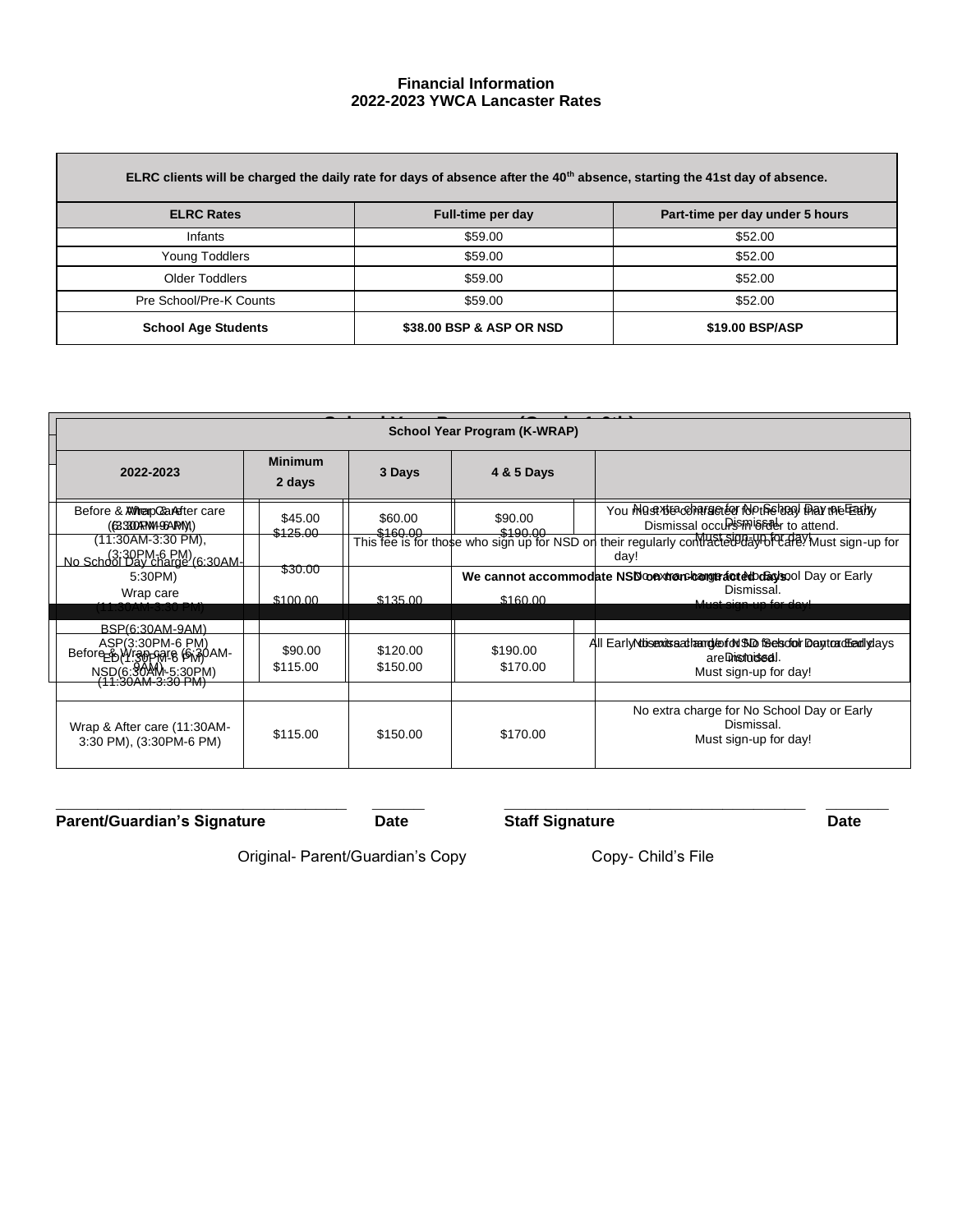**Financial Information**
**2022-2023 YWCA Lancaster Rates**

| ELRC clients will be charged the daily rate for days of absence after the 40th absence, starting the 41st day of absence. | | |
|---|---|---|
| **ELRC Rates** | **Full-time per day** | **Part-time per day under 5 hours** |
| Infants | $59.00 | $52.00 |
| Young Toddlers | $59.00 | $52.00 |
| Older Toddlers | $59.00 | $52.00 |
| Pre School/Pre-K Counts | $59.00 | $52.00 |
| **School Age Students** | **$38.00 BSP & ASP OR NSD** | **$19.00 BSP/ASP** |

| School Year Program (K-WRAP) | | | | |
|---|---|---|---|---|
| **2022-2023** | **Minimum 2 days** | **3 Days** | **4 & 5 Days** | |
| Before & After care (6:30AM-9AM) | $45.00 | $60.00 | $90.00 | You must be contracted for the day that the Early Dismissal occurs in order to attend. |
| Wrap Care (11:30AM-3:30 PM), (3:30PM-6 PM) | $125.00 | $160.00 | $190.00 | No extra charge for No School Day or Early Dismissal. Must sign-up for day! |
| No School Day charge (6:30AM-5:30PM) | $30.00 | This fee is for those who sign up for NSD on their regularly contracted day of care. Must sign-up for day! | | |
| Wrap care (11:30AM-3:30 PM) | $100.00 | $135.00 | $160.00 | No extra charge for No School Day or Early Dismissal. Must sign-up for day! **We cannot accommodate NSD on non-contracted days.** |
| BSP(6:30AM-9AM) ASP(3:30PM-6 PM) ED(1:30PM-6 PM) NSD(6:30AM-5:30PM) | $90.00 | $120.00 | $190.00 | All Early dismissals and/or NSD fees for non contracted days are included. |
| Before & Wrap care (6:30AM-9AM) (11:30AM-3:30 PM) | $115.00 | $150.00 | $170.00 | No extra charge for No School Day or Early Dismissal. Must sign-up for day! |
| Wrap & After care (11:30AM-3:30 PM), (3:30PM-6 PM) | $115.00 | $150.00 | $170.00 | No extra charge for No School Day or Early Dismissal. Must sign-up for day! |

\_\_\_\_\_\_\_\_\_\_\_\_\_\_\_\_\_\_\_\_\_\_\_\_\_\_\_\_\_\_\_\_ \_\_\_\_\_\_ \_\_\_\_\_\_\_\_\_\_\_\_\_\_\_\_\_\_\_\_\_\_\_\_\_\_\_\_\_\_\_\_ \_\_\_\_\_\_

**Parent/Guardian's Signature** **Date** **Staff Signature** **Date**

Original- Parent/Guardian's Copy Copy- Child's File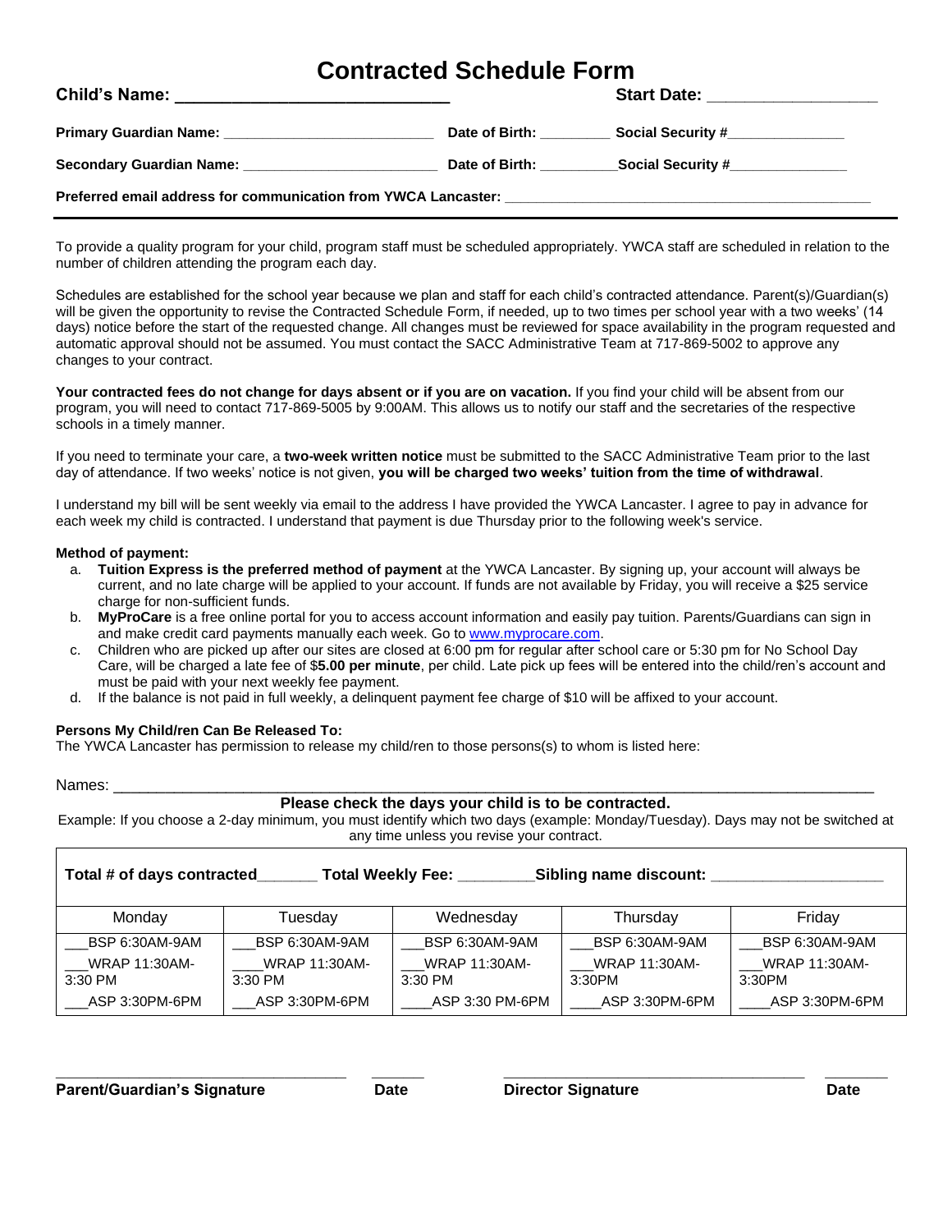# Contracted Schedule Form

**Child's Name: ___________________________** **Start Date: ___________________**

**Primary Guardian Name: __________________________** **Date of Birth: _________** **Social Security #_______________**

**Secondary Guardian Name: ________________________** **Date of Birth: __________Social Security #_______________**

**Preferred email address for communication from YWCA Lancaster: _____________________________________________**

---

To provide a quality program for your child, program staff must be scheduled appropriately. YWCA staff are scheduled in relation to the number of children attending the program each day.

Schedules are established for the school year because we plan and staff for each child's contracted attendance. Parent(s)/Guardian(s) will be given the opportunity to revise the Contracted Schedule Form, if needed, up to two times per school year with a two weeks' (14 days) notice before the start of the requested change. All changes must be reviewed for space availability in the program requested and automatic approval should not be assumed. You must contact the SACC Administrative Team at 717-869-5002 to approve any changes to your contract.

**Your contracted fees do not change for days absent or if you are on vacation.** If you find your child will be absent from our program, you will need to contact 717-869-5005 by 9:00AM. This allows us to notify our staff and the secretaries of the respective schools in a timely manner.

If you need to terminate your care, a **two-week written notice** must be submitted to the SACC Administrative Team prior to the last day of attendance. If two weeks' notice is not given, **you will be charged two weeks' tuition from the time of withdrawal**.

I understand my bill will be sent weekly via email to the address I have provided the YWCA Lancaster. I agree to pay in advance for each week my child is contracted. I understand that payment is due Thursday prior to the following week's service.

**Method of payment:**

a. **Tuition Express is the preferred method of payment** at the YWCA Lancaster. By signing up, your account will always be current, and no late charge will be applied to your account. If funds are not available by Friday, you will receive a $25 service charge for non-sufficient funds.
b. **MyProCare** is a free online portal for you to access account information and easily pay tuition. Parents/Guardians can sign in and make credit card payments manually each week. Go to www.myprocare.com.
c. Children who are picked up after our sites are closed at 6:00 pm for regular after school care or 5:30 pm for No School Day Care, will be charged a late fee of $**5.00 per minute**, per child. Late pick up fees will be entered into the child/ren's account and must be paid with your next weekly fee payment.
d. If the balance is not paid in full weekly, a delinquent payment fee charge of $10 will be affixed to your account.

**Persons My Child/ren Can Be Released To:**
The YWCA Lancaster has permission to release my child/ren to those persons(s) to whom is listed here:

Names: ____________________________________________________________________________________

**Please check the days your child is to be contracted.**

Example: If you choose a 2-day minimum, you must identify which two days (example: Monday/Tuesday). Days may not be switched at any time unless you revise your contract.

**Total # of days contracted______ Total Weekly Fee: ________Sibling name discount: ___________________**

| Monday | Tuesday | Wednesday | Thursday | Friday |
|---|---|---|---|---|
| ___BSP 6:30AM-9AM | ___BSP 6:30AM-9AM | ___BSP 6:30AM-9AM | ___BSP 6:30AM-9AM | ___BSP 6:30AM-9AM |
| ___WRAP 11:30AM-3:30 PM | ____WRAP 11:30AM-3:30 PM | ___WRAP 11:30AM-3:30 PM | ___WRAP 11:30AM-3:30PM | ___WRAP 11:30AM-3:30PM |
| ___ASP 3:30PM-6PM | ___ASP 3:30PM-6PM | ____ASP 3:30 PM-6PM | ____ASP 3:30PM-6PM | ____ASP 3:30PM-6PM |

___________________________________ ______ ____________________________________ ________
**Parent/Guardian's Signature** **Date** **Director Signature** **Date**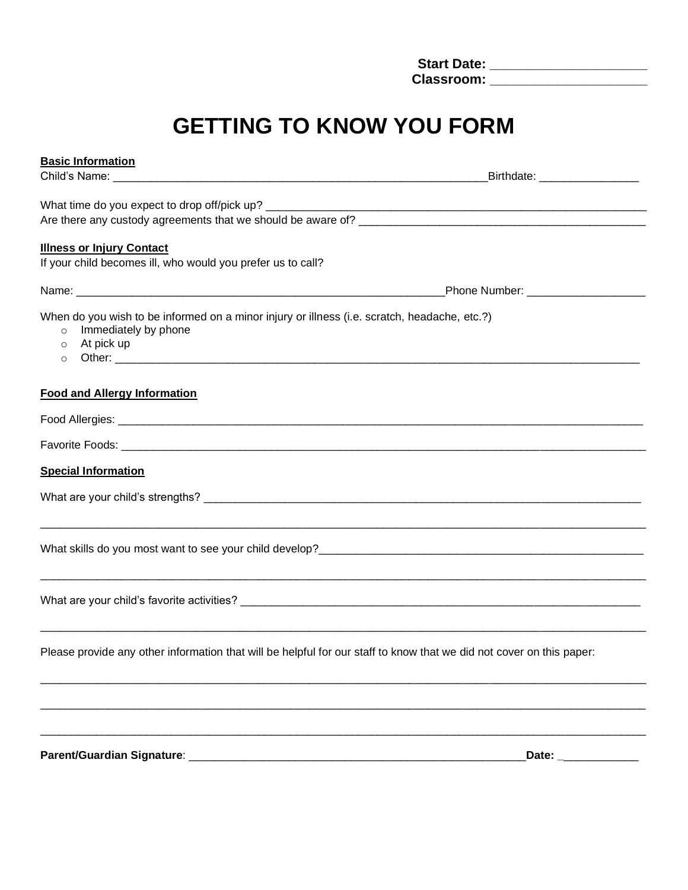**Start Date:** ____________________
**Classroom:** ____________________

# GETTING TO KNOW YOU FORM

**Basic Information**

Child's Name: ____________________________________________________________ Birthdate: _______________

What time do you expect to drop off/pick up? ____________________________________________________________

Are there any custody agreements that we should be aware of? _____________________________________________

**Illness or Injury Contact**

If your child becomes ill, who would you prefer us to call?

Name: ____________________________________________________________ Phone Number: __________________

When do you wish to be informed on a minor injury or illness (i.e. scratch, headache, etc.?)

- Immediately by phone
- At pick up
- Other: ________________________________________________________________________________

**Food and Allergy Information**

Food Allergies: ________________________________________________________________________________

Favorite Foods: ________________________________________________________________________________

**Special Information**

What are your child's strengths? _______________________________________________________________________

____________________________________________________________________________________________________

What skills do you most want to see your child develop? ____________________________________________________

____________________________________________________________________________________________________

What are your child's favorite activities? ________________________________________________________________

____________________________________________________________________________________________________

Please provide any other information that will be helpful for our staff to know that we did not cover on this paper:

____________________________________________________________________________________________________

____________________________________________________________________________________________________

____________________________________________________________________________________________________

**Parent/Guardian Signature**: ______________________________________________________ **Date:** _____________